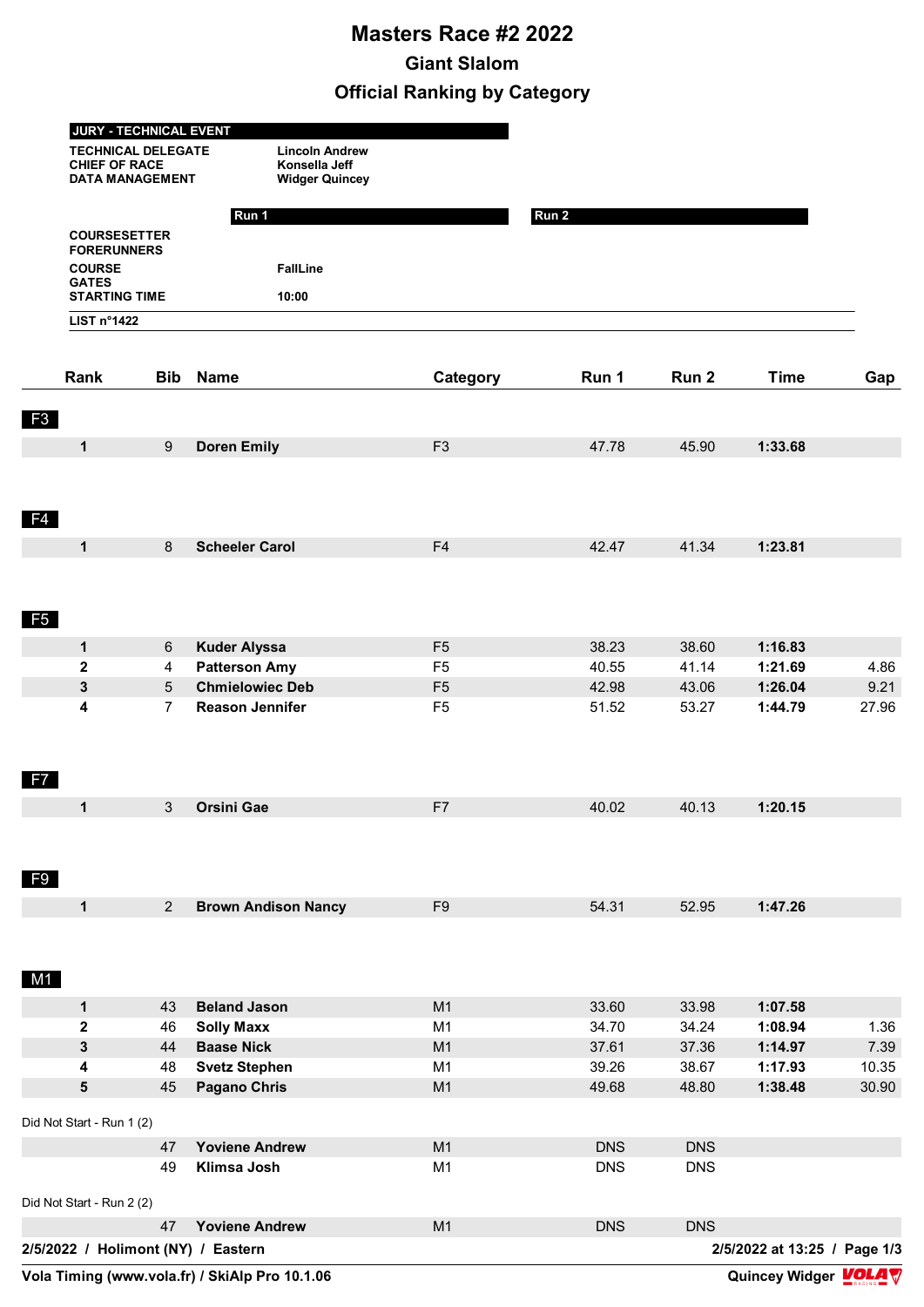# Masters Race #2 2022

## Giant Slalom

## Official Ranking by Category

| JURY - TECHNICAL EVENT | |
|---|---|
| TECHNICAL DELEGATE | Lincoln Andrew |
| CHIEF OF RACE | Konsella Jeff |
| DATA MANAGEMENT | Widger Quincey |

| | Run 1 | Run 2 |
|---|---|---|
| COURSESETTER | | |
| FORERUNNERS | | |
| COURSE | FallLine | |
| GATES | | |
| STARTING TIME | 10:00 | |

LIST n°1422

| Rank | Bib | Name | Category | Run 1 | Run 2 | Time | Gap |
|---|---|---|---|---|---|---|---|
| **F3** | | | | | | | |
| **1** | 9 | **Doren Emily** | F3 | 47.78 | 45.90 | **1:33.68** | |
| **F4** | | | | | | | |
| **1** | 8 | **Scheeler Carol** | F4 | 42.47 | 41.34 | **1:23.81** | |
| **F5** | | | | | | | |
| **1** | 6 | **Kuder Alyssa** | F5 | 38.23 | 38.60 | **1:16.83** | |
| **2** | 4 | **Patterson Amy** | F5 | 40.55 | 41.14 | **1:21.69** | 4.86 |
| **3** | 5 | **Chmielowiec Deb** | F5 | 42.98 | 43.06 | **1:26.04** | 9.21 |
| **4** | 7 | **Reason Jennifer** | F5 | 51.52 | 53.27 | **1:44.79** | 27.96 |
| **F7** | | | | | | | |
| **1** | 3 | **Orsini Gae** | F7 | 40.02 | 40.13 | **1:20.15** | |
| **F9** | | | | | | | |
| **1** | 2 | **Brown Andison Nancy** | F9 | 54.31 | 52.95 | **1:47.26** | |
| **M1** | | | | | | | |
| **1** | 43 | **Beland Jason** | M1 | 33.60 | 33.98 | **1:07.58** | |
| **2** | 46 | **Solly Maxx** | M1 | 34.70 | 34.24 | **1:08.94** | 1.36 |
| **3** | 44 | **Baase Nick** | M1 | 37.61 | 37.36 | **1:14.97** | 7.39 |
| **4** | 48 | **Svetz Stephen** | M1 | 39.26 | 38.67 | **1:17.93** | 10.35 |
| **5** | 45 | **Pagano Chris** | M1 | 49.68 | 48.80 | **1:38.48** | 30.90 |
| Did Not Start - Run 1 (2) | | | | | | | |
| | 47 | **Yoviene Andrew** | M1 | DNS | DNS | | |
| | 49 | **Klimsa Josh** | M1 | DNS | DNS | | |
| Did Not Start - Run 2 (2) | | | | | | | |
| | 47 | **Yoviene Andrew** | M1 | DNS | DNS | | |

**2/5/2022 / Holimont (NY) / Eastern** — **2/5/2022 at 13:25**

**Vola Timing (www.vola.fr) / SkiAlp Pro 10.1.06** — **Quincey Widger**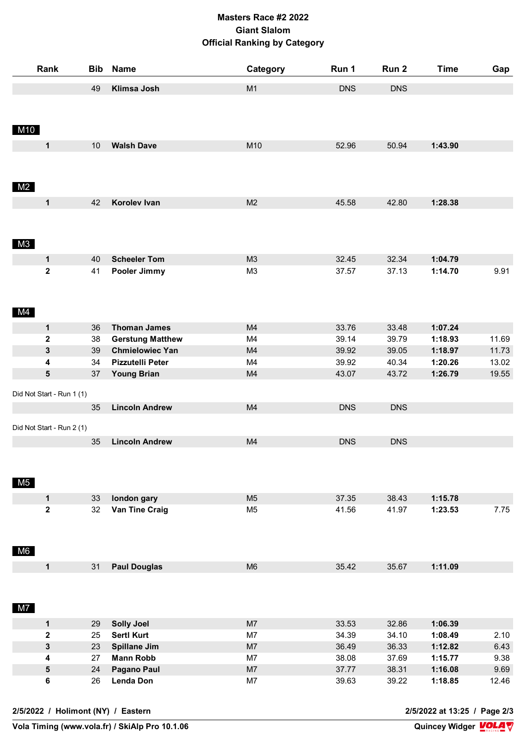# Masters Race #2 2022
## Giant Slalom
## Official Ranking by Category

| Rank | Bib | Name | Category | Run 1 | Run 2 | Time | Gap |
|---|---|---|---|---|---|---|---|
| | 49 | **Klimsa Josh** | M1 | DNS | DNS | | |

**M10**

| Rank | Bib | Name | Category | Run 1 | Run 2 | Time | Gap |
|---|---|---|---|---|---|---|---|
| **1** | 10 | **Walsh Dave** | M10 | 52.96 | 50.94 | **1:43.90** | |

**M2**

| Rank | Bib | Name | Category | Run 1 | Run 2 | Time | Gap |
|---|---|---|---|---|---|---|---|
| **1** | 42 | **Korolev Ivan** | M2 | 45.58 | 42.80 | **1:28.38** | |

**M3**

| Rank | Bib | Name | Category | Run 1 | Run 2 | Time | Gap |
|---|---|---|---|---|---|---|---|
| **1** | 40 | **Scheeler Tom** | M3 | 32.45 | 32.34 | **1:04.79** | |
| **2** | 41 | **Pooler Jimmy** | M3 | 37.57 | 37.13 | **1:14.70** | 9.91 |

**M4**

| Rank | Bib | Name | Category | Run 1 | Run 2 | Time | Gap |
|---|---|---|---|---|---|---|---|
| **1** | 36 | **Thoman James** | M4 | 33.76 | 33.48 | **1:07.24** | |
| **2** | 38 | **Gerstung Matthew** | M4 | 39.14 | 39.79 | **1:18.93** | 11.69 |
| **3** | 39 | **Chmielowiec Yan** | M4 | 39.92 | 39.05 | **1:18.97** | 11.73 |
| **4** | 34 | **Pizzutelli Peter** | M4 | 39.92 | 40.34 | **1:20.26** | 13.02 |
| **5** | 37 | **Young Brian** | M4 | 43.07 | 43.72 | **1:26.79** | 19.55 |

Did Not Start - Run 1 (1)

| Rank | Bib | Name | Category | Run 1 | Run 2 | Time | Gap |
|---|---|---|---|---|---|---|---|
| | 35 | **Lincoln Andrew** | M4 | DNS | DNS | | |

Did Not Start - Run 2 (1)

| Rank | Bib | Name | Category | Run 1 | Run 2 | Time | Gap |
|---|---|---|---|---|---|---|---|
| | 35 | **Lincoln Andrew** | M4 | DNS | DNS | | |

**M5**

| Rank | Bib | Name | Category | Run 1 | Run 2 | Time | Gap |
|---|---|---|---|---|---|---|---|
| **1** | 33 | **london gary** | M5 | 37.35 | 38.43 | **1:15.78** | |
| **2** | 32 | **Van Tine Craig** | M5 | 41.56 | 41.97 | **1:23.53** | 7.75 |

**M6**

| Rank | Bib | Name | Category | Run 1 | Run 2 | Time | Gap |
|---|---|---|---|---|---|---|---|
| **1** | 31 | **Paul Douglas** | M6 | 35.42 | 35.67 | **1:11.09** | |

**M7**

| Rank | Bib | Name | Category | Run 1 | Run 2 | Time | Gap |
|---|---|---|---|---|---|---|---|
| **1** | 29 | **Solly Joel** | M7 | 33.53 | 32.86 | **1:06.39** | |
| **2** | 25 | **Sertl Kurt** | M7 | 34.39 | 34.10 | **1:08.49** | 2.10 |
| **3** | 23 | **Spillane Jim** | M7 | 36.49 | 36.33 | **1:12.82** | 6.43 |
| **4** | 27 | **Mann Robb** | M7 | 38.08 | 37.69 | **1:15.77** | 9.38 |
| **5** | 24 | **Pagano Paul** | M7 | 37.77 | 38.31 | **1:16.08** | 9.69 |
| **6** | 26 | **Lenda Don** | M7 | 39.63 | 39.22 | **1:18.85** | 12.46 |

**2/5/2022 / Holimont (NY) / Eastern** — **2/5/2022 at 13:25**

**Vola Timing (www.vola.fr) / SkiAlp Pro 10.1.06** — **Quincey Widger**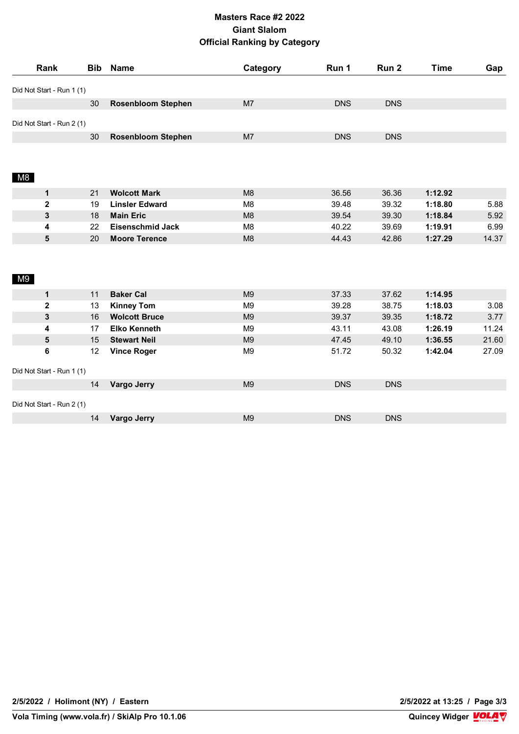# Masters Race #2 2022
## Giant Slalom
### Official Ranking by Category

| Rank | Bib | Name | Category | Run 1 | Run 2 | Time | Gap |
|---|---|---|---|---|---|---|---|
| Did Not Start - Run 1 (1) | | | | | | | |
| | 30 | **Rosenbloom Stephen** | M7 | DNS | DNS | | |
| Did Not Start - Run 2 (1) | | | | | | | |
| | 30 | **Rosenbloom Stephen** | M7 | DNS | DNS | | |
| M8 | | | | | | | |
| **1** | 21 | **Wolcott Mark** | M8 | 36.56 | 36.36 | **1:12.92** | |
| **2** | 19 | **Linsler Edward** | M8 | 39.48 | 39.32 | **1:18.80** | 5.88 |
| **3** | 18 | **Main Eric** | M8 | 39.54 | 39.30 | **1:18.84** | 5.92 |
| **4** | 22 | **Eisenschmid Jack** | M8 | 40.22 | 39.69 | **1:19.91** | 6.99 |
| **5** | 20 | **Moore Terence** | M8 | 44.43 | 42.86 | **1:27.29** | 14.37 |
| M9 | | | | | | | |
| **1** | 11 | **Baker Cal** | M9 | 37.33 | 37.62 | **1:14.95** | |
| **2** | 13 | **Kinney Tom** | M9 | 39.28 | 38.75 | **1:18.03** | 3.08 |
| **3** | 16 | **Wolcott Bruce** | M9 | 39.37 | 39.35 | **1:18.72** | 3.77 |
| **4** | 17 | **Elko Kenneth** | M9 | 43.11 | 43.08 | **1:26.19** | 11.24 |
| **5** | 15 | **Stewart Neil** | M9 | 47.45 | 49.10 | **1:36.55** | 21.60 |
| **6** | 12 | **Vince Roger** | M9 | 51.72 | 50.32 | **1:42.04** | 27.09 |
| Did Not Start - Run 1 (1) | | | | | | | |
| | 14 | **Vargo Jerry** | M9 | DNS | DNS | | |
| Did Not Start - Run 2 (1) | | | | | | | |
| | 14 | **Vargo Jerry** | M9 | DNS | DNS | | |

**2/5/2022 / Holimont (NY) / Eastern** — **2/5/2022 at 13:25**

**Vola Timing (www.vola.fr) / SkiAlp Pro 10.1.06** — **Quincey Widger**